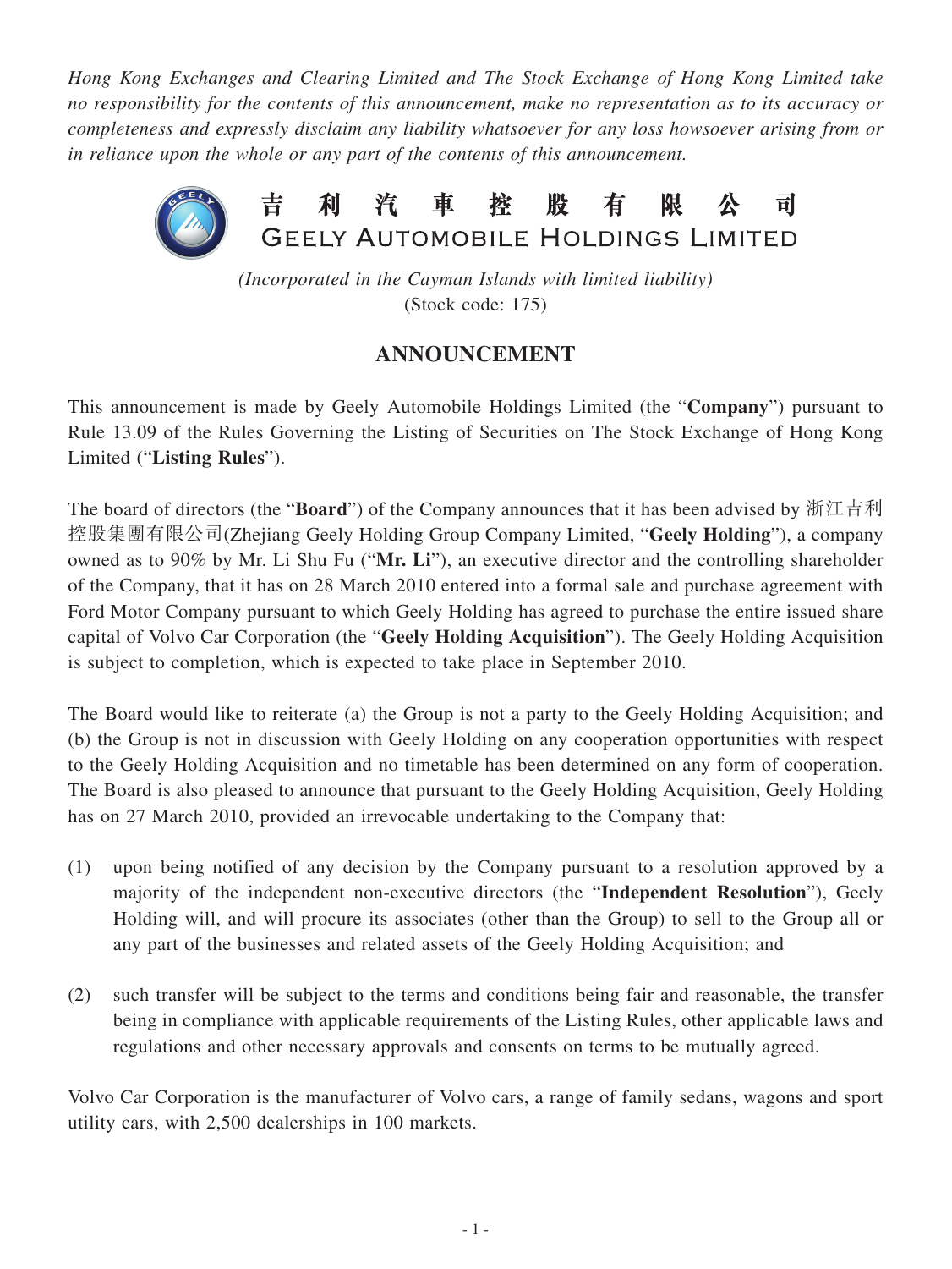*Hong Kong Exchanges and Clearing Limited and The Stock Exchange of Hong Kong Limited take no responsibility for the contents of this announcement, make no representation as to its accuracy or completeness and expressly disclaim any liability whatsoever for any loss howsoever arising from or in reliance upon the whole or any part of the contents of this announcement.*

# 吉利汽車控股有限公司
# GEELY AUTOMOBILE HOLDINGS LIMITED

*(Incorporated in the Cayman Islands with limited liability)*
(Stock code: 175)

## ANNOUNCEMENT

This announcement is made by Geely Automobile Holdings Limited (the "**Company**") pursuant to Rule 13.09 of the Rules Governing the Listing of Securities on The Stock Exchange of Hong Kong Limited ("**Listing Rules**").

The board of directors (the "**Board**") of the Company announces that it has been advised by 浙江吉利控股集團有限公司(Zhejiang Geely Holding Group Company Limited, "**Geely Holding**"), a company owned as to 90% by Mr. Li Shu Fu ("**Mr. Li**"), an executive director and the controlling shareholder of the Company, that it has on 28 March 2010 entered into a formal sale and purchase agreement with Ford Motor Company pursuant to which Geely Holding has agreed to purchase the entire issued share capital of Volvo Car Corporation (the "**Geely Holding Acquisition**"). The Geely Holding Acquisition is subject to completion, which is expected to take place in September 2010.

The Board would like to reiterate (a) the Group is not a party to the Geely Holding Acquisition; and (b) the Group is not in discussion with Geely Holding on any cooperation opportunities with respect to the Geely Holding Acquisition and no timetable has been determined on any form of cooperation. The Board is also pleased to announce that pursuant to the Geely Holding Acquisition, Geely Holding has on 27 March 2010, provided an irrevocable undertaking to the Company that:

(1) upon being notified of any decision by the Company pursuant to a resolution approved by a majority of the independent non-executive directors (the "**Independent Resolution**"), Geely Holding will, and will procure its associates (other than the Group) to sell to the Group all or any part of the businesses and related assets of the Geely Holding Acquisition; and

(2) such transfer will be subject to the terms and conditions being fair and reasonable, the transfer being in compliance with applicable requirements of the Listing Rules, other applicable laws and regulations and other necessary approvals and consents on terms to be mutually agreed.

Volvo Car Corporation is the manufacturer of Volvo cars, a range of family sedans, wagons and sport utility cars, with 2,500 dealerships in 100 markets.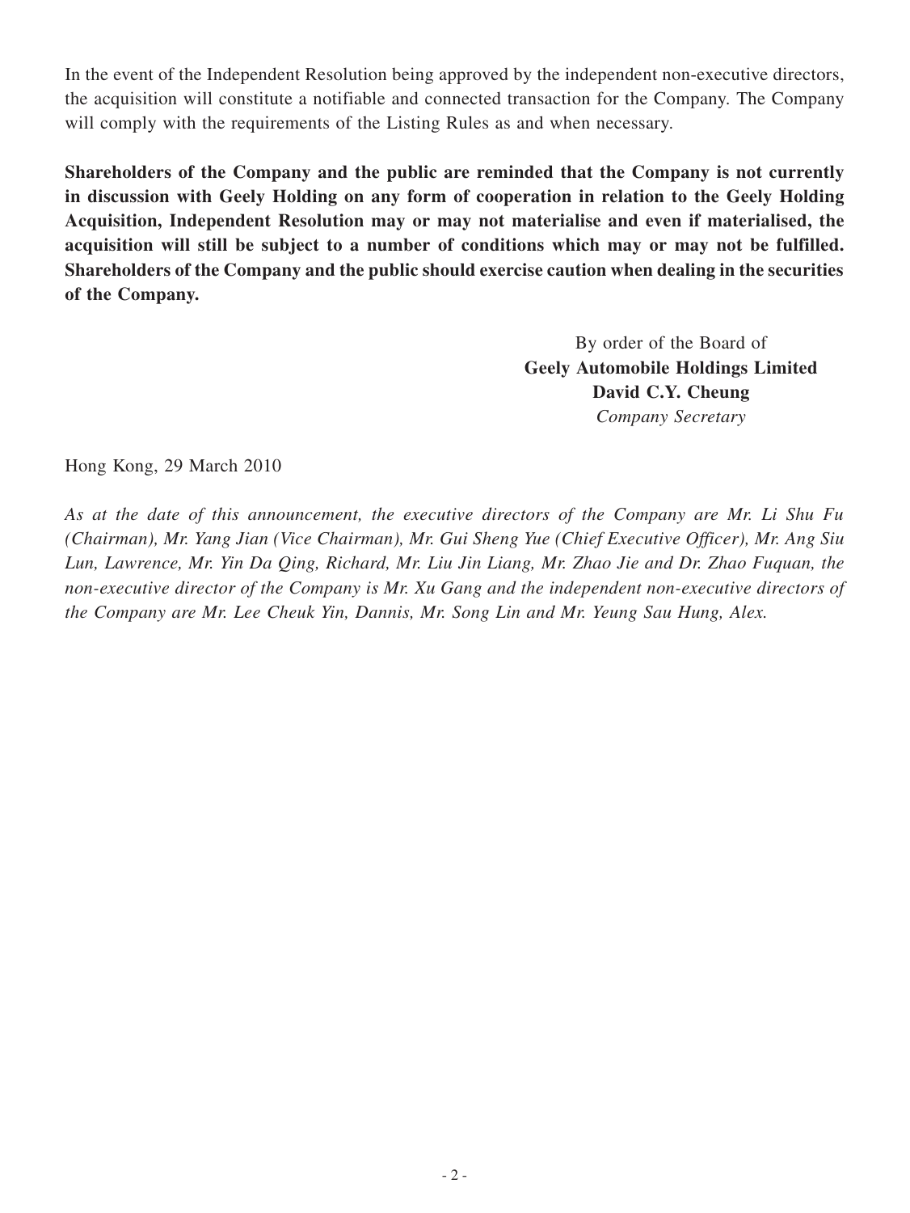In the event of the Independent Resolution being approved by the independent non-executive directors, the acquisition will constitute a notifiable and connected transaction for the Company. The Company will comply with the requirements of the Listing Rules as and when necessary.

**Shareholders of the Company and the public are reminded that the Company is not currently in discussion with Geely Holding on any form of cooperation in relation to the Geely Holding Acquisition, Independent Resolution may or may not materialise and even if materialised, the acquisition will still be subject to a number of conditions which may or may not be fulfilled. Shareholders of the Company and the public should exercise caution when dealing in the securities of the Company.**

By order of the Board of
**Geely Automobile Holdings Limited**
**David C.Y. Cheung**
*Company Secretary*

Hong Kong, 29 March 2010

*As at the date of this announcement, the executive directors of the Company are Mr. Li Shu Fu (Chairman), Mr. Yang Jian (Vice Chairman), Mr. Gui Sheng Yue (Chief Executive Officer), Mr. Ang Siu Lun, Lawrence, Mr. Yin Da Qing, Richard, Mr. Liu Jin Liang, Mr. Zhao Jie and Dr. Zhao Fuquan, the non-executive director of the Company is Mr. Xu Gang and the independent non-executive directors of the Company are Mr. Lee Cheuk Yin, Dannis, Mr. Song Lin and Mr. Yeung Sau Hung, Alex.*